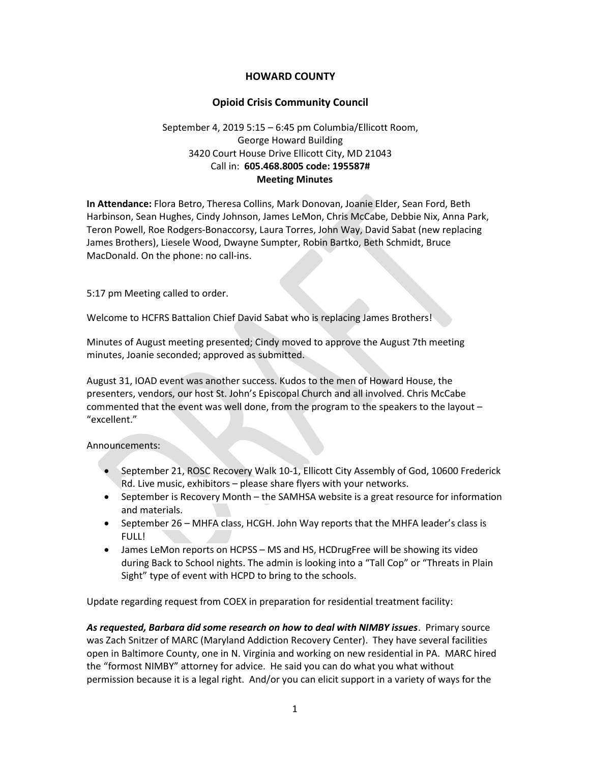# HOWARD COUNTY

## Opioid Crisis Community Council

September 4, 2019 5:15 – 6:45 pm Columbia/Ellicott Room,
George Howard Building
3420 Court House Drive Ellicott City, MD 21043
Call in: **605.468.8005 code: 195587#**
**Meeting Minutes**

**In Attendance:** Flora Betro, Theresa Collins, Mark Donovan, Joanie Elder, Sean Ford, Beth Harbinson, Sean Hughes, Cindy Johnson, James LeMon, Chris McCabe, Debbie Nix, Anna Park, Teron Powell, Roe Rodgers-Bonaccorsy, Laura Torres, John Way, David Sabat (new replacing James Brothers), Liesele Wood, Dwayne Sumpter, Robin Bartko, Beth Schmidt, Bruce MacDonald. On the phone: no call-ins.

5:17 pm Meeting called to order.

Welcome to HCFRS Battalion Chief David Sabat who is replacing James Brothers!

Minutes of August meeting presented; Cindy moved to approve the August 7th meeting minutes, Joanie seconded; approved as submitted.

August 31, IOAD event was another success. Kudos to the men of Howard House, the presenters, vendors, our host St. John's Episcopal Church and all involved. Chris McCabe commented that the event was well done, from the program to the speakers to the layout – "excellent."

Announcements:

- September 21, ROSC Recovery Walk 10-1, Ellicott City Assembly of God, 10600 Frederick Rd. Live music, exhibitors – please share flyers with your networks.
- September is Recovery Month – the SAMHSA website is a great resource for information and materials.
- September 26 – MHFA class, HCGH. John Way reports that the MHFA leader's class is FULL!
- James LeMon reports on HCPSS – MS and HS, HCDrugFree will be showing its video during Back to School nights. The admin is looking into a "Tall Cop" or "Threats in Plain Sight" type of event with HCPD to bring to the schools.

Update regarding request from COEX in preparation for residential treatment facility:

***As requested, Barbara did some research on how to deal with NIMBY issues***. Primary source was Zach Snitzer of MARC (Maryland Addiction Recovery Center). They have several facilities open in Baltimore County, one in N. Virginia and working on new residential in PA. MARC hired the "formost NIMBY" attorney for advice. He said you can do what you what without permission because it is a legal right. And/or you can elicit support in a variety of ways for the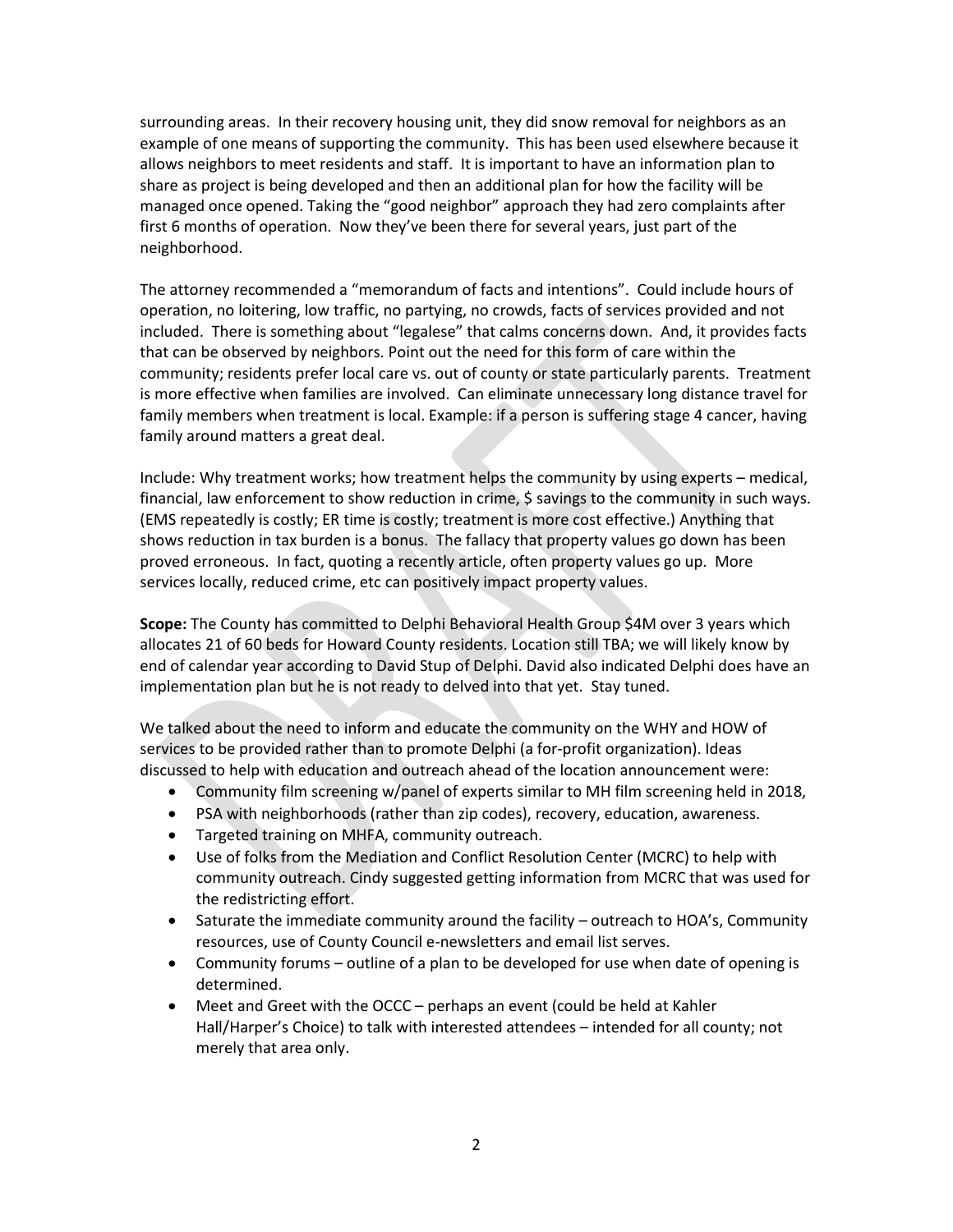surrounding areas. In their recovery housing unit, they did snow removal for neighbors as an example of one means of supporting the community. This has been used elsewhere because it allows neighbors to meet residents and staff. It is important to have an information plan to share as project is being developed and then an additional plan for how the facility will be managed once opened. Taking the "good neighbor" approach they had zero complaints after first 6 months of operation. Now they've been there for several years, just part of the neighborhood.

The attorney recommended a "memorandum of facts and intentions". Could include hours of operation, no loitering, low traffic, no partying, no crowds, facts of services provided and not included. There is something about "legalese" that calms concerns down. And, it provides facts that can be observed by neighbors. Point out the need for this form of care within the community; residents prefer local care vs. out of county or state particularly parents. Treatment is more effective when families are involved. Can eliminate unnecessary long distance travel for family members when treatment is local. Example: if a person is suffering stage 4 cancer, having family around matters a great deal.

Include: Why treatment works; how treatment helps the community by using experts – medical, financial, law enforcement to show reduction in crime, $ savings to the community in such ways. (EMS repeatedly is costly; ER time is costly; treatment is more cost effective.) Anything that shows reduction in tax burden is a bonus. The fallacy that property values go down has been proved erroneous. In fact, quoting a recently article, often property values go up. More services locally, reduced crime, etc can positively impact property values.

**Scope:** The County has committed to Delphi Behavioral Health Group $4M over 3 years which allocates 21 of 60 beds for Howard County residents. Location still TBA; we will likely know by end of calendar year according to David Stup of Delphi. David also indicated Delphi does have an implementation plan but he is not ready to delved into that yet. Stay tuned.

We talked about the need to inform and educate the community on the WHY and HOW of services to be provided rather than to promote Delphi (a for-profit organization). Ideas discussed to help with education and outreach ahead of the location announcement were:

- Community film screening w/panel of experts similar to MH film screening held in 2018,
- PSA with neighborhoods (rather than zip codes), recovery, education, awareness.
- Targeted training on MHFA, community outreach.
- Use of folks from the Mediation and Conflict Resolution Center (MCRC) to help with community outreach. Cindy suggested getting information from MCRC that was used for the redistricting effort.
- Saturate the immediate community around the facility – outreach to HOA's, Community resources, use of County Council e-newsletters and email list serves.
- Community forums – outline of a plan to be developed for use when date of opening is determined.
- Meet and Greet with the OCCC – perhaps an event (could be held at Kahler Hall/Harper's Choice) to talk with interested attendees – intended for all county; not merely that area only.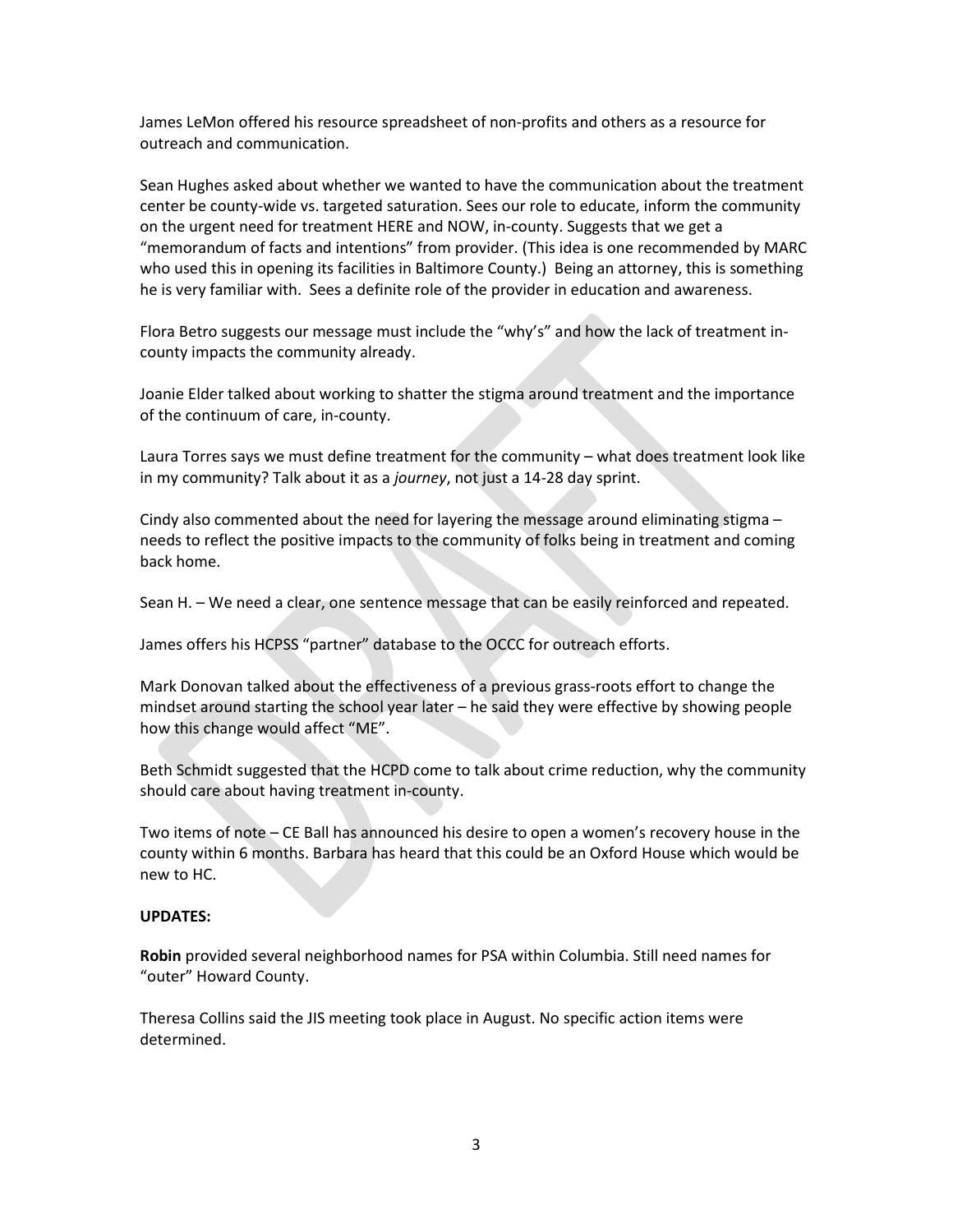James LeMon offered his resource spreadsheet of non-profits and others as a resource for outreach and communication.

Sean Hughes asked about whether we wanted to have the communication about the treatment center be county-wide vs. targeted saturation. Sees our role to educate, inform the community on the urgent need for treatment HERE and NOW, in-county. Suggests that we get a "memorandum of facts and intentions" from provider. (This idea is one recommended by MARC who used this in opening its facilities in Baltimore County.) Being an attorney, this is something he is very familiar with. Sees a definite role of the provider in education and awareness.

Flora Betro suggests our message must include the "why's" and how the lack of treatment in-county impacts the community already.

Joanie Elder talked about working to shatter the stigma around treatment and the importance of the continuum of care, in-county.

Laura Torres says we must define treatment for the community – what does treatment look like in my community? Talk about it as a *journey*, not just a 14-28 day sprint.

Cindy also commented about the need for layering the message around eliminating stigma – needs to reflect the positive impacts to the community of folks being in treatment and coming back home.

Sean H. – We need a clear, one sentence message that can be easily reinforced and repeated.

James offers his HCPSS "partner" database to the OCCC for outreach efforts.

Mark Donovan talked about the effectiveness of a previous grass-roots effort to change the mindset around starting the school year later – he said they were effective by showing people how this change would affect "ME".

Beth Schmidt suggested that the HCPD come to talk about crime reduction, why the community should care about having treatment in-county.

Two items of note – CE Ball has announced his desire to open a women's recovery house in the county within 6 months. Barbara has heard that this could be an Oxford House which would be new to HC.

**UPDATES:**

**Robin** provided several neighborhood names for PSA within Columbia. Still need names for "outer" Howard County.

Theresa Collins said the JIS meeting took place in August. No specific action items were determined.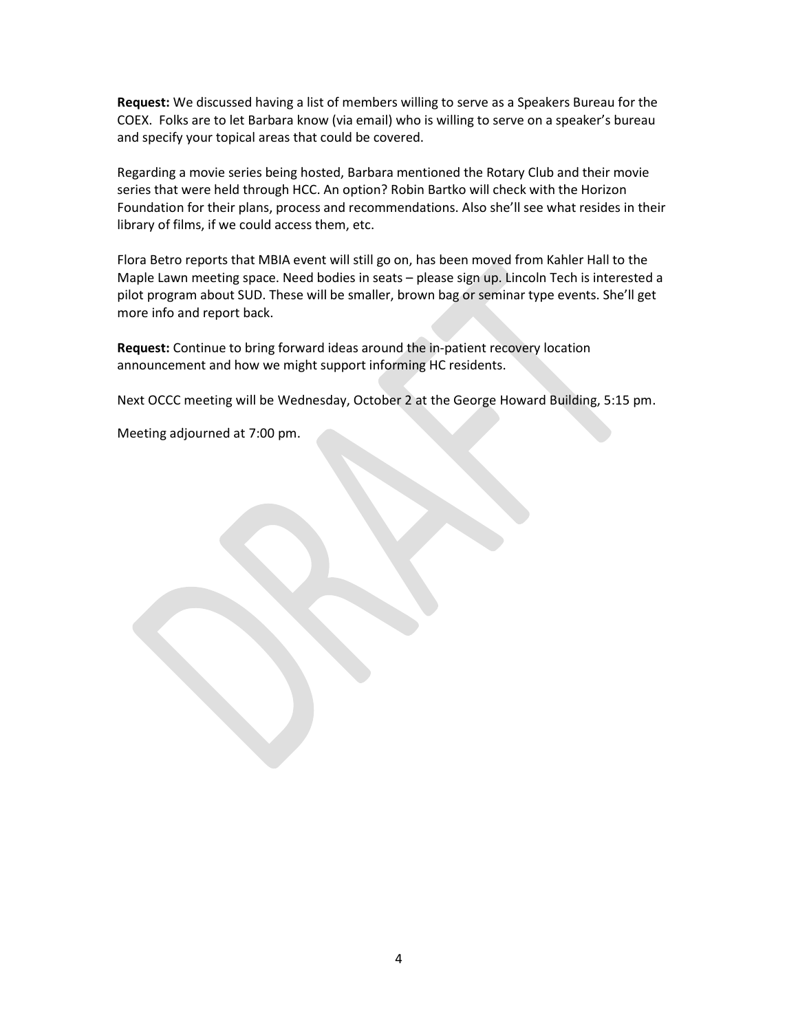**Request:** We discussed having a list of members willing to serve as a Speakers Bureau for the COEX. Folks are to let Barbara know (via email) who is willing to serve on a speaker's bureau and specify your topical areas that could be covered.

Regarding a movie series being hosted, Barbara mentioned the Rotary Club and their movie series that were held through HCC. An option? Robin Bartko will check with the Horizon Foundation for their plans, process and recommendations. Also she'll see what resides in their library of films, if we could access them, etc.

Flora Betro reports that MBIA event will still go on, has been moved from Kahler Hall to the Maple Lawn meeting space. Need bodies in seats – please sign up. Lincoln Tech is interested a pilot program about SUD. These will be smaller, brown bag or seminar type events. She'll get more info and report back.

**Request:** Continue to bring forward ideas around the in-patient recovery location announcement and how we might support informing HC residents.

Next OCCC meeting will be Wednesday, October 2 at the George Howard Building, 5:15 pm.

Meeting adjourned at 7:00 pm.